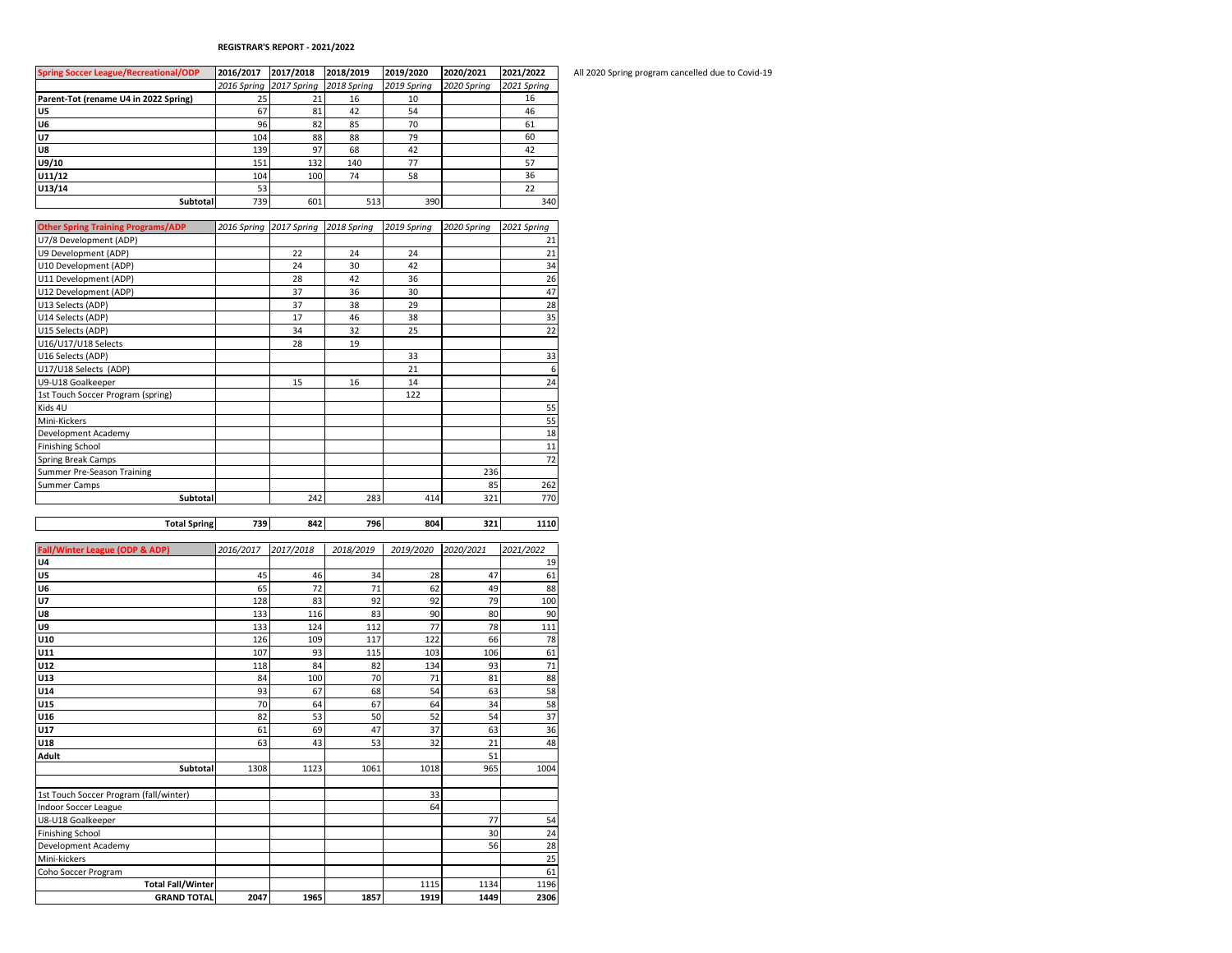## REGISTRAR'S REPORT - 2021/2022

All 2020 Spring program cancelled due to Covid-19

| Spring Soccer League/Recreational/ODP | 2016/2017 | 2017/2018 | 2018/2019 | 2019/2020 | 2020/2021 | 2021/2022 |
|---|---|---|---|---|---|---|
| | *2016 Spring* | *2017 Spring* | *2018 Spring* | *2019 Spring* | *2020 Spring* | *2021 Spring* |
| **Parent-Tot (rename U4 in 2022 Spring)** | 25 | 21 | 16 | 10 | | 16 |
| **U5** | 67 | 81 | 42 | 54 | | 46 |
| **U6** | 96 | 82 | 85 | 70 | | 61 |
| **U7** | 104 | 88 | 88 | 79 | | 60 |
| **U8** | 139 | 97 | 68 | 42 | | 42 |
| **U9/10** | 151 | 132 | 140 | 77 | | 57 |
| **U11/12** | 104 | 100 | 74 | 58 | | 36 |
| **U13/14** | 53 | | | | | 22 |
| **Subtotal** | 739 | 601 | 513 | 390 | | 340 |

| Other Spring Training Programs/ADP | *2016 Spring* | *2017 Spring* | *2018 Spring* | *2019 Spring* | *2020 Spring* | *2021 Spring* |
|---|---|---|---|---|---|---|
| U7/8 Development (ADP) | | | | | | 21 |
| U9 Development (ADP) | | 22 | 24 | 24 | | 21 |
| U10 Development (ADP) | | 24 | 30 | 42 | | 34 |
| U11 Development (ADP) | | 28 | 42 | 36 | | 26 |
| U12 Development (ADP) | | 37 | 36 | 30 | | 47 |
| U13 Selects (ADP) | | 37 | 38 | 29 | | 28 |
| U14 Selects (ADP) | | 17 | 46 | 38 | | 35 |
| U15 Selects (ADP) | | 34 | 32 | 25 | | 22 |
| U16/U17/U18 Selects | | 28 | 19 | | | |
| U16 Selects (ADP) | | | | 33 | | 33 |
| U17/U18 Selects (ADP) | | | | 21 | | 6 |
| U9-U18 Goalkeeper | | 15 | 16 | 14 | | 24 |
| 1st Touch Soccer Program (spring) | | | | 122 | | |
| Kids 4U | | | | | | 55 |
| Mini-Kickers | | | | | | 55 |
| Development Academy | | | | | | 18 |
| Finishing School | | | | | | 11 |
| Spring Break Camps | | | | | | 72 |
| Summer Pre-Season Training | | | | | 236 | |
| Summer Camps | | | | | 85 | 262 |
| **Subtotal** | | 242 | 283 | 414 | 321 | 770 |
| **Total Spring** | **739** | **842** | **796** | **804** | **321** | **1110** |

| Fall/Winter League (ODP & ADP) | *2016/2017* | *2017/2018* | *2018/2019* | *2019/2020* | *2020/2021* | *2021/2022* |
|---|---|---|---|---|---|---|
| **U4** | | | | | | 19 |
| **U5** | 45 | 46 | 34 | 28 | 47 | 61 |
| **U6** | 65 | 72 | 71 | 62 | 49 | 88 |
| **U7** | 128 | 83 | 92 | 92 | 79 | 100 |
| **U8** | 133 | 116 | 83 | 90 | 80 | 90 |
| **U9** | 133 | 124 | 112 | 77 | 78 | 111 |
| **U10** | 126 | 109 | 117 | 122 | 66 | 78 |
| **U11** | 107 | 93 | 115 | 103 | 106 | 61 |
| **U12** | 118 | 84 | 82 | 134 | 93 | 71 |
| **U13** | 84 | 100 | 70 | 71 | 81 | 88 |
| **U14** | 93 | 67 | 68 | 54 | 63 | 58 |
| **U15** | 70 | 64 | 67 | 64 | 34 | 58 |
| **U16** | 82 | 53 | 50 | 52 | 54 | 37 |
| **U17** | 61 | 69 | 47 | 37 | 63 | 36 |
| **U18** | 63 | 43 | 53 | 32 | 21 | 48 |
| **Adult** | | | | | 51 | |
| **Subtotal** | 1308 | 1123 | 1061 | 1018 | 965 | 1004 |
| | | | | | | |
| 1st Touch Soccer Program (fall/winter) | | | | 33 | | |
| Indoor Soccer League | | | | 64 | | |
| U8-U18 Goalkeeper | | | | | 77 | 54 |
| Finishing School | | | | | 30 | 24 |
| Development Academy | | | | | 56 | 28 |
| Mini-kickers | | | | | | 25 |
| Coho Soccer Program | | | | | | 61 |
| **Total Fall/Winter** | | | | 1115 | 1134 | 1196 |
| **GRAND TOTAL** | **2047** | **1965** | **1857** | **1919** | **1449** | **2306** |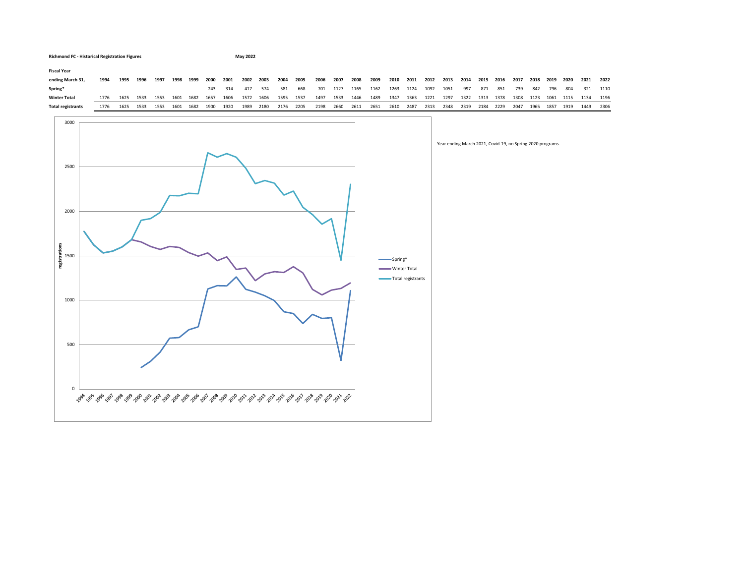**Richmond FC - Historical Registration Figures** **May 2022**

| Fiscal Year ending March 31, | 1994 | 1995 | 1996 | 1997 | 1998 | 1999 | 2000 | 2001 | 2002 | 2003 | 2004 | 2005 | 2006 | 2007 | 2008 | 2009 | 2010 | 2011 | 2012 | 2013 | 2014 | 2015 | 2016 | 2017 | 2018 | 2019 | 2020 | 2021 | 2022 |
|---|---|---|---|---|---|---|---|---|---|---|---|---|---|---|---|---|---|---|---|---|---|---|---|---|---|---|---|---|---|
| **Spring*** | | | | | | | 243 | 314 | 417 | 574 | 581 | 668 | 701 | 1127 | 1165 | 1162 | 1263 | 1124 | 1092 | 1051 | 997 | 871 | 851 | 739 | 842 | 796 | 804 | 321 | 1110 |
| **Winter Total** | 1776 | 1625 | 1533 | 1553 | 1601 | 1682 | 1657 | 1606 | 1572 | 1606 | 1595 | 1537 | 1497 | 1533 | 1446 | 1489 | 1347 | 1363 | 1221 | 1297 | 1322 | 1313 | 1378 | 1308 | 1123 | 1061 | 1115 | 1134 | 1196 |
| **Total registrants** | 1776 | 1625 | 1533 | 1553 | 1601 | 1682 | 1900 | 1920 | 1989 | 2180 | 2176 | 2205 | 2198 | 2660 | 2611 | 2651 | 2610 | 2487 | 2313 | 2348 | 2319 | 2184 | 2229 | 2047 | 1965 | 1857 | 1919 | 1449 | 2306 |

Year ending March 2021, Covid-19, no Spring 2020 programs.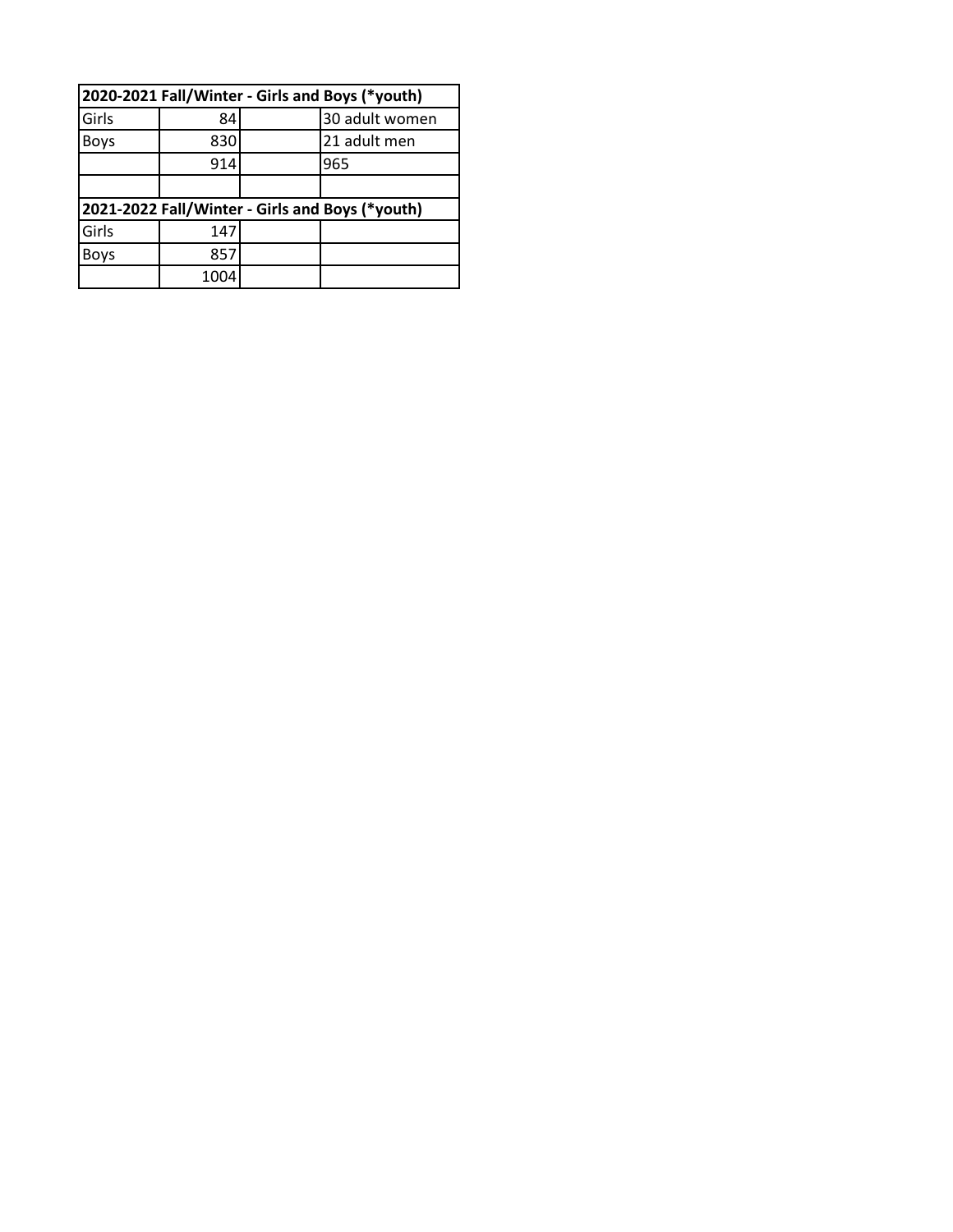| | | | |
|---|---|---|---|
| **2020-2021 Fall/Winter - Girls and Boys (*youth)** | | | |
| Girls | 84 | | 30 adult women |
| Boys | 830 | | 21 adult men |
| | 914 | | 965 |
| | | | |
| **2021-2022 Fall/Winter - Girls and Boys (*youth)** | | | |
| Girls | 147 | | |
| Boys | 857 | | |
| | 1004 | | |